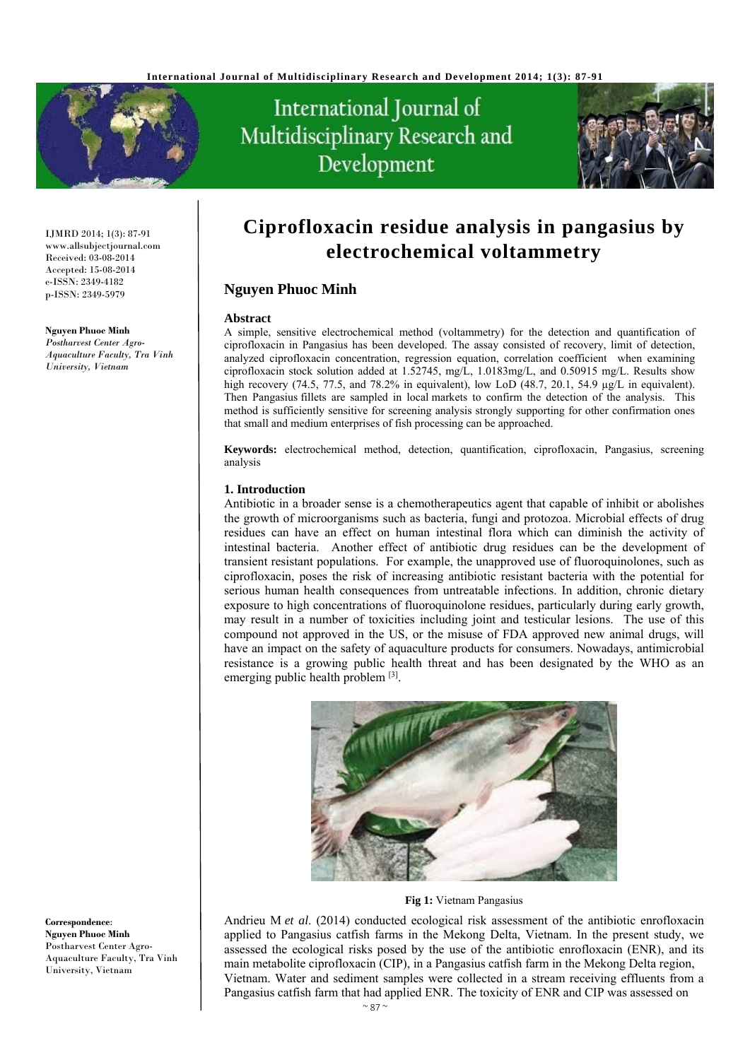IJMRD 2014; 1(3): 87-91
www.allsubjectjournal.com
Received: 03-08-2014
Accepted: 15-08-2014
e-ISSN: 2349-4182
p-ISSN: 2349-5979

**Nguyen Phuoc Minh**
*Postharvest Center Agro-Aquaculture Faculty, Tra Vinh University, Vietnam*

# Ciprofloxacin residue analysis in pangasius by electrochemical voltammetry

## Nguyen Phuoc Minh

### Abstract

A simple, sensitive electrochemical method (voltammetry) for the detection and quantification of ciprofloxacin in Pangasius has been developed. The assay consisted of recovery, limit of detection, analyzed ciprofloxacin concentration, regression equation, correlation coefficient when examining ciprofloxacin stock solution added at 1.52745, mg/L, 1.0183mg/L, and 0.50915 mg/L. Results show high recovery (74.5, 77.5, and 78.2% in equivalent), low LoD (48.7, 20.1, 54.9 µg/L in equivalent). Then Pangasius fillets are sampled in local markets to confirm the detection of the analysis. This method is sufficiently sensitive for screening analysis strongly supporting for other confirmation ones that small and medium enterprises of fish processing can be approached.

**Keywords:** electrochemical method, detection, quantification, ciprofloxacin, Pangasius, screening analysis

### 1. Introduction

Antibiotic in a broader sense is a chemotherapeutics agent that capable of inhibit or abolishes the growth of microorganisms such as bacteria, fungi and protozoa. Microbial effects of drug residues can have an effect on human intestinal flora which can diminish the activity of intestinal bacteria. Another effect of antibiotic drug residues can be the development of transient resistant populations. For example, the unapproved use of fluoroquinolones, such as ciprofloxacin, poses the risk of increasing antibiotic resistant bacteria with the potential for serious human health consequences from untreatable infections. In addition, chronic dietary exposure to high concentrations of fluoroquinolone residues, particularly during early growth, may result in a number of toxicities including joint and testicular lesions. The use of this compound not approved in the US, or the misuse of FDA approved new animal drugs, will have an impact on the safety of aquaculture products for consumers. Nowadays, antimicrobial resistance is a growing public health threat and has been designated by the WHO as an emerging public health problem [3].

**Fig 1:** Vietnam Pangasius

Andrieu M *et al.* (2014) conducted ecological risk assessment of the antibiotic enrofloxacin applied to Pangasius catfish farms in the Mekong Delta, Vietnam. In the present study, we assessed the ecological risks posed by the use of the antibiotic enrofloxacin (ENR), and its main metabolite ciprofloxacin (CIP), in a Pangasius catfish farm in the Mekong Delta region, Vietnam. Water and sediment samples were collected in a stream receiving effluents from a Pangasius catfish farm that had applied ENR. The toxicity of ENR and CIP was assessed on

**Correspondence**:
**Nguyen Phuoc Minh**
Postharvest Center Agro-Aquaculture Faculty, Tra Vinh University, Vietnam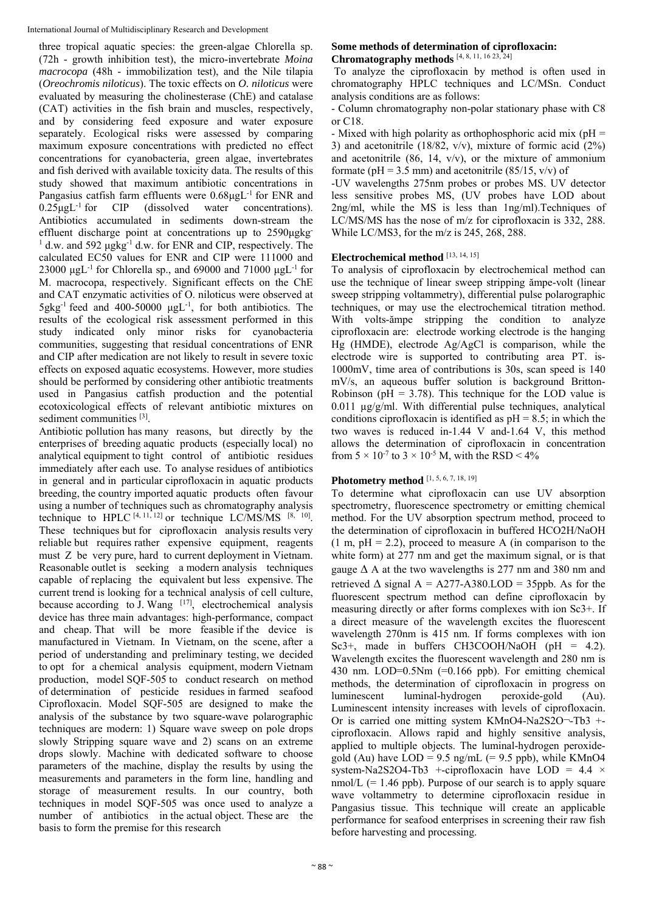three tropical aquatic species: the green-algae Chlorella sp. (72h - growth inhibition test), the micro-invertebrate *Moina macrocopa* (48h - immobilization test), and the Nile tilapia (*Oreochromis niloticus*). The toxic effects on *O. niloticus* were evaluated by measuring the cholinesterase (ChE) and catalase (CAT) activities in the fish brain and muscles, respectively, and by considering feed exposure and water exposure separately. Ecological risks were assessed by comparing maximum exposure concentrations with predicted no effect concentrations for cyanobacteria, green algae, invertebrates and fish derived with available toxicity data. The results of this study showed that maximum antibiotic concentrations in Pangasius catfish farm effluents were $0.68 \mu g L^{-1}$ for ENR and $0.25 \mu g L^{-1}$ for CIP (dissolved water concentrations). Antibiotics accumulated in sediments down-stream the effluent discharge point at concentrations up to $2590 \mu g kg^{-1}$ d.w. and $592 \mu g kg^{-1}$ d.w. for ENR and CIP, respectively. The calculated EC50 values for ENR and CIP were 111000 and 23000 $\mu g L^{-1}$ for Chlorella sp., and 69000 and 71000 $\mu g L^{-1}$ for M. macrocopa, respectively. Significant effects on the ChE and CAT enzymatic activities of O. niloticus were observed at $5 g kg^{-1}$ feed and 400-50000 $\mu g L^{-1}$, for both antibiotics. The results of the ecological risk assessment performed in this study indicated only minor risks for cyanobacteria communities, suggesting that residual concentrations of ENR and CIP after medication are not likely to result in severe toxic effects on exposed aquatic ecosystems. However, more studies should be performed by considering other antibiotic treatments used in Pangasius catfish production and the potential ecotoxicological effects of relevant antibiotic mixtures on sediment communities [3].

Antibiotic pollution has many reasons, but directly by the enterprises of breeding aquatic products (especially local) no analytical equipment to tight control of antibiotic residues immediately after each use. To analyse residues of antibiotics in general and in particular ciprofloxacin in aquatic products breeding, the country imported aquatic products often favour using a number of techniques such as chromatography analysis technique to HPLC [4, 11, 12] or technique LC/MS/MS [8, 10]. These techniques but for ciprofloxacin analysis results very reliable but requires rather expensive equipment, reagents must Z be very pure, hard to current deployment in Vietnam. Reasonable outlet is seeking a modern analysis techniques capable of replacing the equivalent but less expensive. The current trend is looking for a technical analysis of cell culture, because according to J. Wang [17], electrochemical analysis device has three main advantages: high-performance, compact and cheap. That will be more feasible if the device is manufactured in Vietnam. In Vietnam, on the scene, after a period of understanding and preliminary testing, we decided to opt for a chemical analysis equipment, modern Vietnam production, model SQF-505 to conduct research on method of determination of pesticide residues in farmed seafood Ciprofloxacin. Model SQF-505 are designed to make the analysis of the substance by two square-wave polarographic techniques are modern: 1) Square wave sweep on pole drops slowly Stripping square wave and 2) scans on an extreme drops slowly. Machine with dedicated software to choose parameters of the machine, display the results by using the measurements and parameters in the form line, handling and storage of measurement results. In our country, both techniques in model SQF-505 was once used to analyze a number of antibiotics in the actual object. These are the basis to form the premise for this research

## Some methods of determination of ciprofloxacin:

### Chromatography methods [4, 8, 11, 16 23, 24]

To analyze the ciprofloxacin by method is often used in chromatography HPLC techniques and LC/MSn. Conduct analysis conditions are as follows:

- Column chromatography non-polar stationary phase with C8 or C18.
- Mixed with high polarity as orthophosphoric acid mix (pH = 3) and acetonitrile (18/82, v/v), mixture of formic acid (2%) and acetonitrile (86, 14, v/v), or the mixture of ammonium formate (pH = 3.5 mm) and acetonitrile (85/15, v/v) of
- UV wavelengths 275nm probes or probes MS. UV detector less sensitive probes MS, (UV probes have LOD about 2ng/ml, while the MS is less than 1ng/ml).Techniques of LC/MS/MS has the nose of m/z for ciprofloxacin is 332, 288. While LC/MS3, for the m/z is 245, 268, 288.

### Electrochemical method [13, 14, 15]

To analysis of ciprofloxacin by electrochemical method can use the technique of linear sweep stripping ămpe-volt (linear sweep stripping voltammetry), differential pulse polarographic techniques, or may use the electrochemical titration method. With volts-ămpe stripping the condition to analyze ciprofloxacin are: electrode working electrode is the hanging Hg (HMDE), electrode Ag/AgCl is comparison, while the electrode wire is supported to contributing area PT. is-1000mV, time area of contributions is 30s, scan speed is 140 mV/s, an aqueous buffer solution is background Britton-Robinson (pH = 3.78). This technique for the LOD value is 0.011 µg/g/ml. With differential pulse techniques, analytical conditions ciprofloxacin is identified as pH = 8.5; in which the two waves is reduced in-1.44 V and-1.64 V, this method allows the determination of ciprofloxacin in concentration from $5 \times 10^{-7}$ to $3 \times 10^{-5}$ M, with the RSD < 4%

### Photometry method [1, 5, 6, 7, 18, 19]

To determine what ciprofloxacin can use UV absorption spectrometry, fluorescence spectrometry or emitting chemical method. For the UV absorption spectrum method, proceed to the determination of ciprofloxacin in buffered HCO2H/NaOH (1 m, pH = 2.2), proceed to measure A (in comparison to the white form) at 277 nm and get the maximum signal, or is that gauge Δ A at the two wavelengths is 277 nm and 380 nm and retrieved Δ signal A = A277-A380.LOD = 35ppb. As for the fluorescent spectrum method can define ciprofloxacin by measuring directly or after forms complexes with ion $Sc^{3+}$. If a direct measure of the wavelength excites the fluorescent wavelength 270nm is 415 nm. If forms complexes with ion $Sc^{3+}$, made in buffers $CH_3COOH/NaOH$ (pH = 4.2). Wavelength excites the fluorescent wavelength and 280 nm is 430 nm. LOD=0.5Nm (=0.166 ppb). For emitting chemical methods, the determination of ciprofloxacin in progress on luminescent luminal-hydrogen peroxide-gold (Au). Luminescent intensity increases with levels of ciprofloxacin. Or is carried one mitting system $KMnO_4$-$Na_2S_2O$¬-$Tb^{3+}$-ciprofloxacin. Allows rapid and highly sensitive analysis, applied to multiple objects. The luminal-hydrogen peroxide-gold (Au) have LOD = 9.5 ng/mL (= 9.5 ppb), while $KMnO_4$ system-$Na_2S_2O_4$-$Tb^{3+}$-ciprofloxacin have LOD = 4.4 × nmol/L (= 1.46 ppb). Purpose of our search is to apply square wave voltammetry to determine ciprofloxacin residue in Pangasius tissue. This technique will create an applicable performance for seafood enterprises in screening their raw fish before harvesting and processing.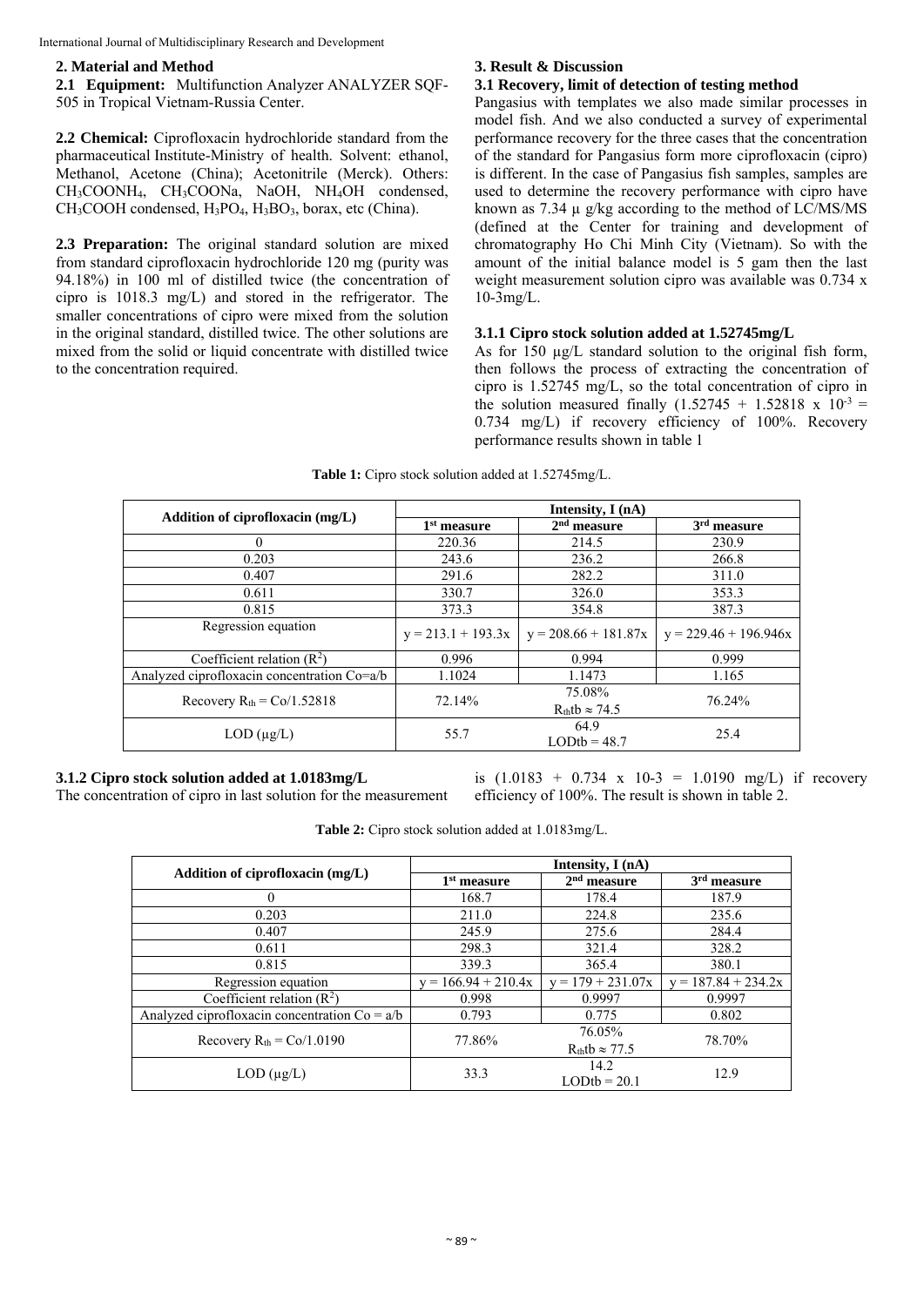## 2. Material and Method

**2.1 Equipment:** Multifunction Analyzer ANALYZER SQF-505 in Tropical Vietnam-Russia Center.

**2.2 Chemical:** Ciprofloxacin hydrochloride standard from the pharmaceutical Institute-Ministry of health. Solvent: ethanol, Methanol, Acetone (China); Acetonitrile (Merck). Others: $CH_3COONH_4$, $CH_3COONa$, NaOH, $NH_4OH$ condensed, $CH_3COOH$ condensed, $H_3PO_4$, $H_3BO_3$, borax, etc (China).

**2.3 Preparation:** The original standard solution are mixed from standard ciprofloxacin hydrochloride 120 mg (purity was 94.18%) in 100 ml of distilled twice (the concentration of cipro is 1018.3 mg/L) and stored in the refrigerator. The smaller concentrations of cipro were mixed from the solution in the original standard, distilled twice. The other solutions are mixed from the solid or liquid concentrate with distilled twice to the concentration required.

## 3. Result & Discussion

### 3.1 Recovery, limit of detection of testing method

Pangasius with templates we also made similar processes in model fish. And we also conducted a survey of experimental performance recovery for the three cases that the concentration of the standard for Pangasius form more ciprofloxacin (cipro) is different. In the case of Pangasius fish samples, samples are used to determine the recovery performance with cipro have known as 7.34 µ g/kg according to the method of LC/MS/MS (defined at the Center for training and development of chromatography Ho Chi Minh City (Vietnam). So with the amount of the initial balance model is 5 gam then the last weight measurement solution cipro was available was 0.734 x 10-3mg/L.

#### 3.1.1 Cipro stock solution added at 1.52745mg/L

As for 150 µg/L standard solution to the original fish form, then follows the process of extracting the concentration of cipro is 1.52745 mg/L, so the total concentration of cipro in the solution measured finally ($1.52745 + 1.52818 \times 10^{-3} = 0.734$ mg/L) if recovery efficiency of 100%. Recovery performance results shown in table 1

**Table 1:** Cipro stock solution added at 1.52745mg/L.

| Addition of ciprofloxacin (mg/L) | Intensity, I (nA) | | |
|---|---|---|---|
| | 1st measure | 2nd measure | 3rd measure |
| 0 | 220.36 | 214.5 | 230.9 |
| 0.203 | 243.6 | 236.2 | 266.8 |
| 0.407 | 291.6 | 282.2 | 311.0 |
| 0.611 | 330.7 | 326.0 | 353.3 |
| 0.815 | 373.3 | 354.8 | 387.3 |
| Regression equation | y = 213.1 + 193.3x | y = 208.66 + 181.87x | y = 229.46 + 196.946x |
| Coefficient relation ($R^2$) | 0.996 | 0.994 | 0.999 |
| Analyzed ciprofloxacin concentration Co=a/b | 1.1024 | 1.1473 | 1.165 |
| Recovery $R_{th}$ = Co/1.52818 | 72.14% | 75.08% $R_{th}$tb ≈ 74.5 | 76.24% |
| LOD (µg/L) | 55.7 | 64.9 LODtb = 48.7 | 25.4 |

#### 3.1.2 Cipro stock solution added at 1.0183mg/L

The concentration of cipro in last solution for the measurement is (1.0183 + 0.734 x 10-3 = 1.0190 mg/L) if recovery efficiency of 100%. The result is shown in table 2.

**Table 2:** Cipro stock solution added at 1.0183mg/L.

| Addition of ciprofloxacin (mg/L) | Intensity, I (nA) | | |
|---|---|---|---|
| | 1st measure | 2nd measure | 3rd measure |
| 0 | 168.7 | 178.4 | 187.9 |
| 0.203 | 211.0 | 224.8 | 235.6 |
| 0.407 | 245.9 | 275.6 | 284.4 |
| 0.611 | 298.3 | 321.4 | 328.2 |
| 0.815 | 339.3 | 365.4 | 380.1 |
| Regression equation | y = 166.94 + 210.4x | y = 179 + 231.07x | y = 187.84 + 234.2x |
| Coefficient relation ($R^2$) | 0.998 | 0.9997 | 0.9997 |
| Analyzed ciprofloxacin concentration Co = a/b | 0.793 | 0.775 | 0.802 |
| Recovery $R_{th}$ = Co/1.0190 | 77.86% | 76.05% $R_{th}$tb ≈ 77.5 | 78.70% |
| LOD (µg/L) | 33.3 | 14.2 LODtb = 20.1 | 12.9 |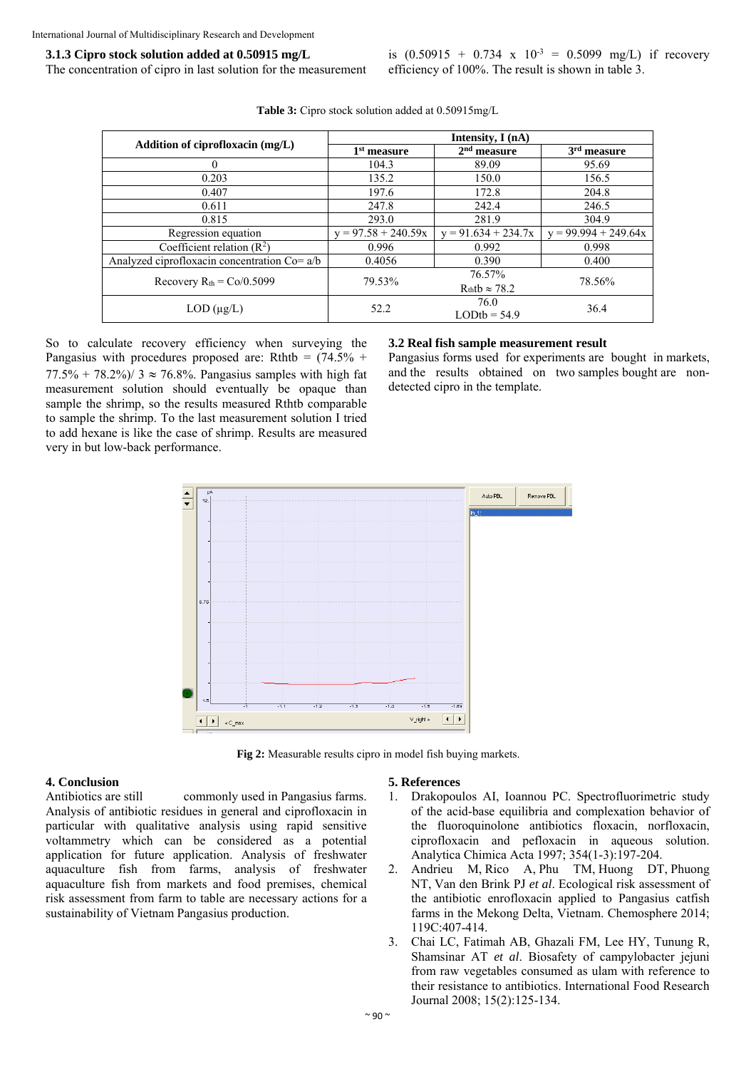### 3.1.3 Cipro stock solution added at 0.50915 mg/L

The concentration of cipro in last solution for the measurement is $(0.50915 + 0.734 \times 10^{-3} = 0.5099$ mg/L) if recovery efficiency of 100%. The result is shown in table 3.

**Table 3:** Cipro stock solution added at 0.50915mg/L

| Addition of ciprofloxacin (mg/L) | Intensity, I (nA) | | |
|---|---|---|---|
| | 1st measure | 2nd measure | 3rd measure |
| 0 | 104.3 | 89.09 | 95.69 |
| 0.203 | 135.2 | 150.0 | 156.5 |
| 0.407 | 197.6 | 172.8 | 204.8 |
| 0.611 | 247.8 | 242.4 | 246.5 |
| 0.815 | 293.0 | 281.9 | 304.9 |
| Regression equation | y = 97.58 + 240.59x | y = 91.634 + 234.7x | y = 99.994 + 249.64x |
| Coefficient relation ($R^2$) | 0.996 | 0.992 | 0.998 |
| Analyzed ciprofloxacin concentration Co= a/b | 0.4056 | 0.390 | 0.400 |
| Recovery $R_{th}$ = Co/0.5099 | 79.53% | 76.57% $R_{th}$tb ≈ 78.2 | 78.56% |
| LOD (µg/L) | 52.2 | 76.0 LODtb = 54.9 | 36.4 |

So to calculate recovery efficiency when surveying the Pangasius with procedures proposed are: Rthtb = (74.5% + 77.5% + 78.2%)/ 3 ≈ 76.8%. Pangasius samples with high fat measurement solution should eventually be opaque than sample the shrimp, so the results measured Rthtb comparable to sample the shrimp. To the last measurement solution I tried to add hexane is like the case of shrimp. Results are measured very in but low-back performance.

### 3.2 Real fish sample measurement result

Pangasius forms used for experiments are bought in markets, and the results obtained on two samples bought are non-detected cipro in the template.

**Fig 2:** Measurable results cipro in model fish buying markets.

## 4. Conclusion

Antibiotics are still commonly used in Pangasius farms. Analysis of antibiotic residues in general and ciprofloxacin in particular with qualitative analysis using rapid sensitive voltammetry which can be considered as a potential application for future application. Analysis of freshwater aquaculture fish from farms, analysis of freshwater aquaculture fish from markets and food premises, chemical risk assessment from farm to table are necessary actions for a sustainability of Vietnam Pangasius production.

## 5. References

1. Drakopoulos AI, Ioannou PC. Spectrofluorimetric study of the acid-base equilibria and complexation behavior of the fluoroquinolone antibiotics floxacin, norfloxacin, ciprofloxacin and pefloxacin in aqueous solution. Analytica Chimica Acta 1997; 354(1-3):197-204.
2. Andrieu M, Rico A, Phu TM, Huong DT, Phuong NT, Van den Brink PJ *et al*. Ecological risk assessment of the antibiotic enrofloxacin applied to Pangasius catfish farms in the Mekong Delta, Vietnam. Chemosphere 2014; 119C:407-414.
3. Chai LC, Fatimah AB, Ghazali FM, Lee HY, Tunung R, Shamsinar AT *et al*. Biosafety of campylobacter jejuni from raw vegetables consumed as ulam with reference to their resistance to antibiotics. International Food Research Journal 2008; 15(2):125-134.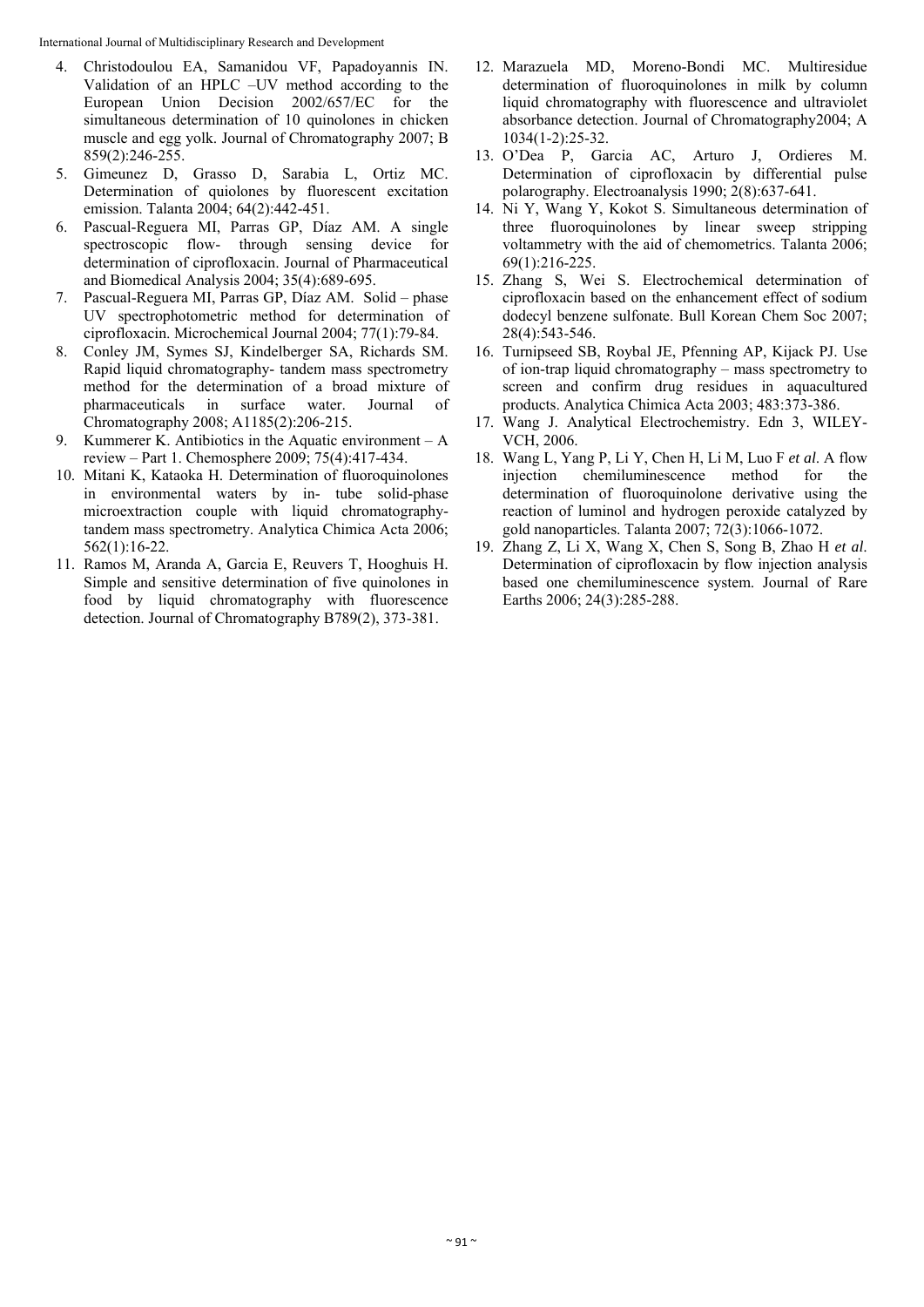4. Christodoulou EA, Samanidou VF, Papadoyannis IN. Validation of an HPLC –UV method according to the European Union Decision 2002/657/EC for the simultaneous determination of 10 quinolones in chicken muscle and egg yolk. Journal of Chromatography 2007; B 859(2):246-255.
5. Gimeunez D, Grasso D, Sarabia L, Ortiz MC. Determination of quiolones by fluorescent excitation emission. Talanta 2004; 64(2):442-451.
6. Pascual-Reguera MI, Parras GP, Díaz AM. A single spectroscopic flow- through sensing device for determination of ciprofloxacin. Journal of Pharmaceutical and Biomedical Analysis 2004; 35(4):689-695.
7. Pascual-Reguera MI, Parras GP, Díaz AM. Solid – phase UV spectrophotometric method for determination of ciprofloxacin. Microchemical Journal 2004; 77(1):79-84.
8. Conley JM, Symes SJ, Kindelberger SA, Richards SM. Rapid liquid chromatography- tandem mass spectrometry method for the determination of a broad mixture of pharmaceuticals in surface water. Journal of Chromatography 2008; A1185(2):206-215.
9. Kummerer K. Antibiotics in the Aquatic environment – A review – Part 1. Chemosphere 2009; 75(4):417-434.
10. Mitani K, Kataoka H. Determination of fluoroquinolones in environmental waters by in- tube solid-phase microextraction couple with liquid chromatography-tandem mass spectrometry. Analytica Chimica Acta 2006; 562(1):16-22.
11. Ramos M, Aranda A, Garcia E, Reuvers T, Hooghuis H. Simple and sensitive determination of five quinolones in food by liquid chromatography with fluorescence detection. Journal of Chromatography B789(2), 373-381.
12. Marazuela MD, Moreno-Bondi MC. Multiresidue determination of fluoroquinolones in milk by column liquid chromatography with fluorescence and ultraviolet absorbance detection. Journal of Chromatography2004; A 1034(1-2):25-32.
13. O'Dea P, Garcia AC, Arturo J, Ordieres M. Determination of ciprofloxacin by differential pulse polarography. Electroanalysis 1990; 2(8):637-641.
14. Ni Y, Wang Y, Kokot S. Simultaneous determination of three fluoroquinolones by linear sweep stripping voltammetry with the aid of chemometrics. Talanta 2006; 69(1):216-225.
15. Zhang S, Wei S. Electrochemical determination of ciprofloxacin based on the enhancement effect of sodium dodecyl benzene sulfonate. Bull Korean Chem Soc 2007; 28(4):543-546.
16. Turnipseed SB, Roybal JE, Pfenning AP, Kijack PJ. Use of ion-trap liquid chromatography – mass spectrometry to screen and confirm drug residues in aquacultured products. Analytica Chimica Acta 2003; 483:373-386.
17. Wang J. Analytical Electrochemistry. Edn 3, WILEY-VCH, 2006.
18. Wang L, Yang P, Li Y, Chen H, Li M, Luo F *et al*. A flow injection chemiluminescence method for the determination of fluoroquinolone derivative using the reaction of luminol and hydrogen peroxide catalyzed by gold nanoparticles. Talanta 2007; 72(3):1066-1072.
19. Zhang Z, Li X, Wang X, Chen S, Song B, Zhao H *et al*. Determination of ciprofloxacin by flow injection analysis based one chemiluminescence system. Journal of Rare Earths 2006; 24(3):285-288.